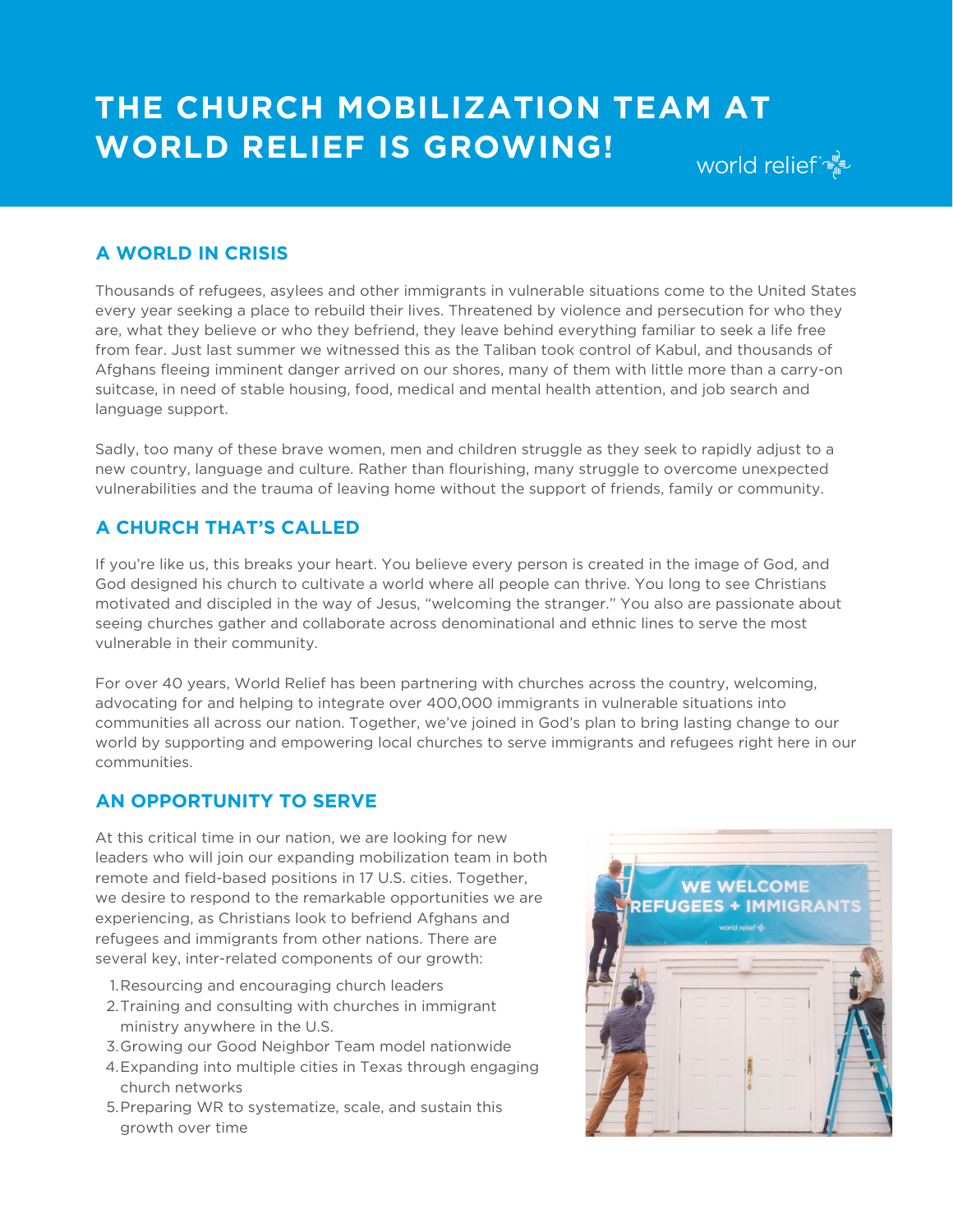# THE CHURCH MOBILIZATION TEAM AT WORLD RELIEF IS GROWING!

## A WORLD IN CRISIS

Thousands of refugees, asylees and other immigrants in vulnerable situations come to the United States every year seeking a place to rebuild their lives. Threatened by violence and persecution for who they are, what they believe or who they befriend, they leave behind everything familiar to seek a life free from fear. Just last summer we witnessed this as the Taliban took control of Kabul, and thousands of Afghans fleeing imminent danger arrived on our shores, many of them with little more than a carry-on suitcase, in need of stable housing, food, medical and mental health attention, and job search and language support.

Sadly, too many of these brave women, men and children struggle as they seek to rapidly adjust to a new country, language and culture. Rather than flourishing, many struggle to overcome unexpected vulnerabilities and the trauma of leaving home without the support of friends, family or community.

## A CHURCH THAT'S CALLED

If you're like us, this breaks your heart. You believe every person is created in the image of God, and God designed his church to cultivate a world where all people can thrive. You long to see Christians motivated and discipled in the way of Jesus, "welcoming the stranger." You also are passionate about seeing churches gather and collaborate across denominational and ethnic lines to serve the most vulnerable in their community.

For over 40 years, World Relief has been partnering with churches across the country, welcoming, advocating for and helping to integrate over 400,000 immigrants in vulnerable situations into communities all across our nation. Together, we've joined in God's plan to bring lasting change to our world by supporting and empowering local churches to serve immigrants and refugees right here in our communities.

## AN OPPORTUNITY TO SERVE

At this critical time in our nation, we are looking for new leaders who will join our expanding mobilization team in both remote and field-based positions in 17 U.S. cities. Together, we desire to respond to the remarkable opportunities we are experiencing, as Christians look to befriend Afghans and refugees and immigrants from other nations. There are several key, inter-related components of our growth:

1. Resourcing and encouraging church leaders
2. Training and consulting with churches in immigrant ministry anywhere in the U.S.
3. Growing our Good Neighbor Team model nationwide
4. Expanding into multiple cities in Texas through engaging church networks
5. Preparing WR to systematize, scale, and sustain this growth over time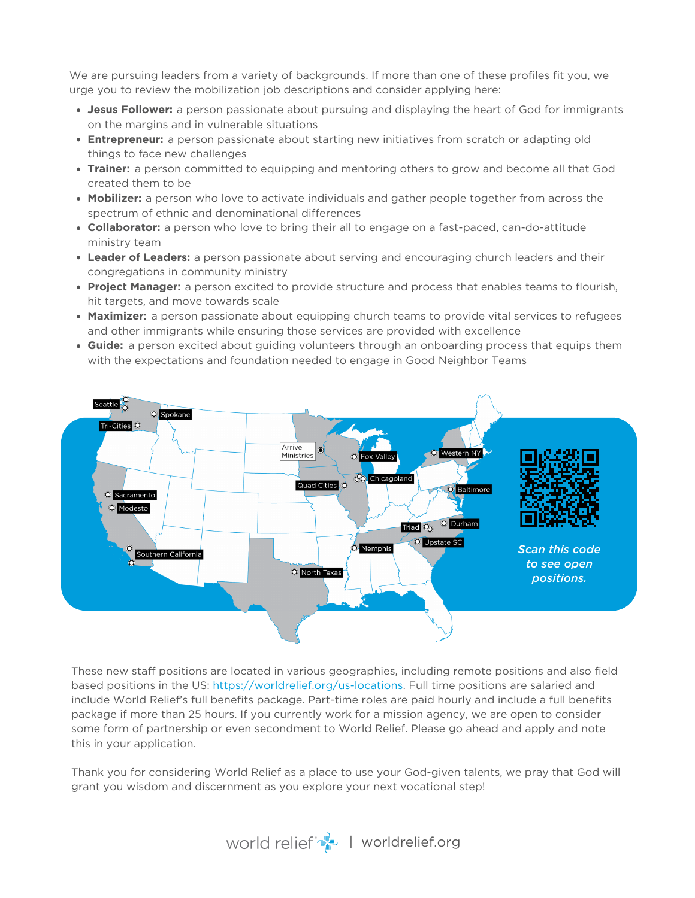We are pursuing leaders from a variety of backgrounds. If more than one of these profiles fit you, we urge you to review the mobilization job descriptions and consider applying here:

- **Jesus Follower:** a person passionate about pursuing and displaying the heart of God for immigrants on the margins and in vulnerable situations
- **Entrepreneur:** a person passionate about starting new initiatives from scratch or adapting old things to face new challenges
- **Trainer:** a person committed to equipping and mentoring others to grow and become all that God created them to be
- **Mobilizer:** a person who love to activate individuals and gather people together from across the spectrum of ethnic and denominational differences
- **Collaborator:** a person who love to bring their all to engage on a fast-paced, can-do-attitude ministry team
- **Leader of Leaders:** a person passionate about serving and encouraging church leaders and their congregations in community ministry
- **Project Manager:** a person excited to provide structure and process that enables teams to flourish, hit targets, and move towards scale
- **Maximizer:** a person passionate about equipping church teams to provide vital services to refugees and other immigrants while ensuring those services are provided with excellence
- **Guide:** a person excited about guiding volunteers through an onboarding process that equips them with the expectations and foundation needed to engage in Good Neighbor Teams

Seattle
Spokane
Tri-Cities
Sacramento
Modesto
Southern California
Arrive Ministries
Quad Cities
Fox Valley
Chicagoland
North Texas
Memphis
Western NY
Baltimore
Triad
Durham
Upstate SC

*Scan this code to see open positions.*

These new staff positions are located in various geographies, including remote positions and also field based positions in the US: https://worldrelief.org/us-locations. Full time positions are salaried and include World Relief's full benefits package. Part-time roles are paid hourly and include a full benefits package if more than 25 hours. If you currently work for a mission agency, we are open to consider some form of partnership or even secondment to World Relief. Please go ahead and apply and note this in your application.

Thank you for considering World Relief as a place to use your God-given talents, we pray that God will grant you wisdom and discernment as you explore your next vocational step!

world relief | worldrelief.org